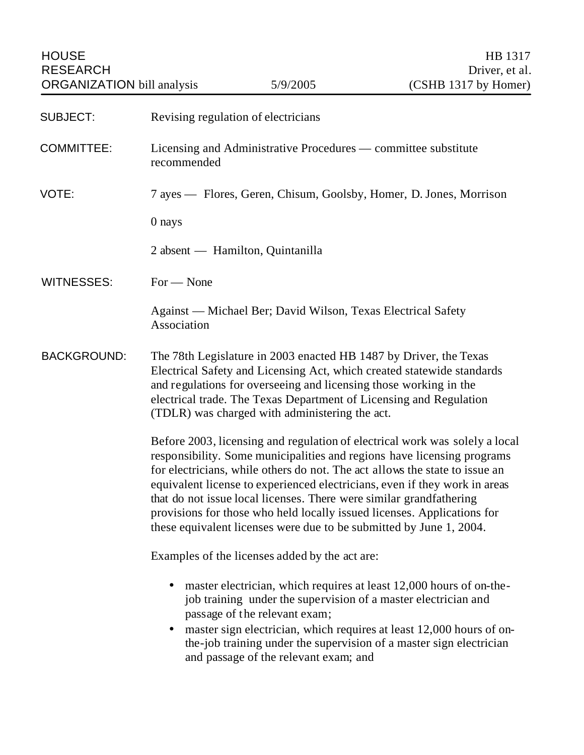HOUSE RESEARCH ORGANIZATION bill analysis | 5/9/2005 | HB 1317 Driver, et al. (CSHB 1317 by Homer)

**SUBJECT:** Revising regulation of electricians

**COMMITTEE:** Licensing and Administrative Procedures — committee substitute recommended

**VOTE:** 7 ayes — Flores, Geren, Chisum, Goolsby, Homer, D. Jones, Morrison

0 nays

2 absent — Hamilton, Quintanilla

**WITNESSES:** For — None

Against — Michael Ber; David Wilson, Texas Electrical Safety Association

**BACKGROUND:** The 78th Legislature in 2003 enacted HB 1487 by Driver, the Texas Electrical Safety and Licensing Act, which created statewide standards and regulations for overseeing and licensing those working in the electrical trade. The Texas Department of Licensing and Regulation (TDLR) was charged with administering the act.

Before 2003, licensing and regulation of electrical work was solely a local responsibility. Some municipalities and regions have licensing programs for electricians, while others do not. The act allows the state to issue an equivalent license to experienced electricians, even if they work in areas that do not issue local licenses. There were similar grandfathering provisions for those who held locally issued licenses. Applications for these equivalent licenses were due to be submitted by June 1, 2004.

Examples of the licenses added by the act are:

- master electrician, which requires at least 12,000 hours of on-the-job training under the supervision of a master electrician and passage of the relevant exam;
- master sign electrician, which requires at least 12,000 hours of on-the-job training under the supervision of a master sign electrician and passage of the relevant exam; and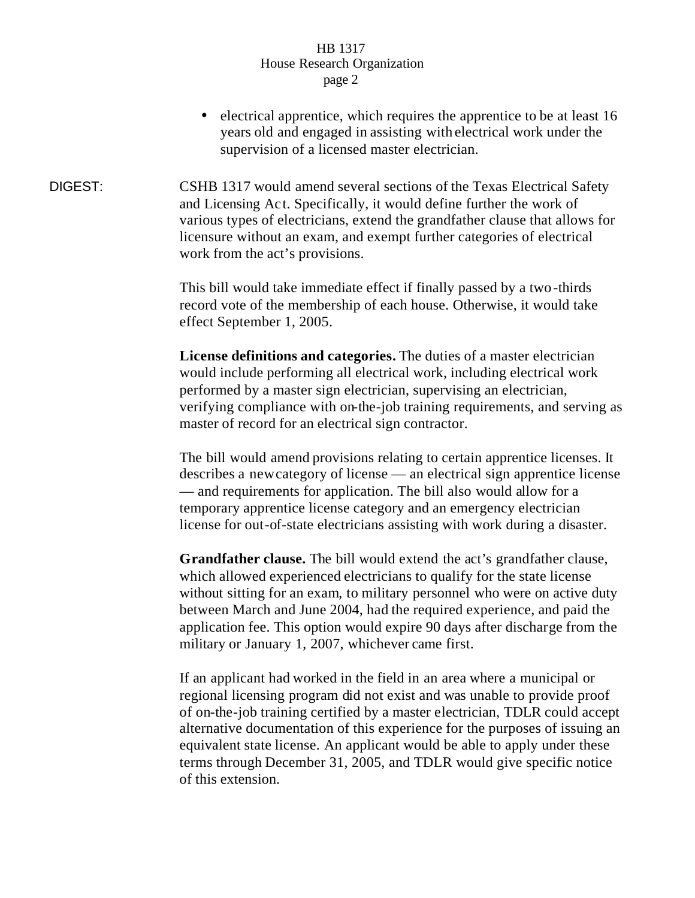- electrical apprentice, which requires the apprentice to be at least 16 years old and engaged in assisting with electrical work under the supervision of a licensed master electrician.

DIGEST: CSHB 1317 would amend several sections of the Texas Electrical Safety and Licensing Act. Specifically, it would define further the work of various types of electricians, extend the grandfather clause that allows for licensure without an exam, and exempt further categories of electrical work from the act's provisions.

This bill would take immediate effect if finally passed by a two-thirds record vote of the membership of each house. Otherwise, it would take effect September 1, 2005.

**License definitions and categories.** The duties of a master electrician would include performing all electrical work, including electrical work performed by a master sign electrician, supervising an electrician, verifying compliance with on-the-job training requirements, and serving as master of record for an electrical sign contractor.

The bill would amend provisions relating to certain apprentice licenses. It describes a new category of license — an electrical sign apprentice license — and requirements for application. The bill also would allow for a temporary apprentice license category and an emergency electrician license for out-of-state electricians assisting with work during a disaster.

**Grandfather clause.** The bill would extend the act's grandfather clause, which allowed experienced electricians to qualify for the state license without sitting for an exam, to military personnel who were on active duty between March and June 2004, had the required experience, and paid the application fee. This option would expire 90 days after discharge from the military or January 1, 2007, whichever came first.

If an applicant had worked in the field in an area where a municipal or regional licensing program did not exist and was unable to provide proof of on-the-job training certified by a master electrician, TDLR could accept alternative documentation of this experience for the purposes of issuing an equivalent state license. An applicant would be able to apply under these terms through December 31, 2005, and TDLR would give specific notice of this extension.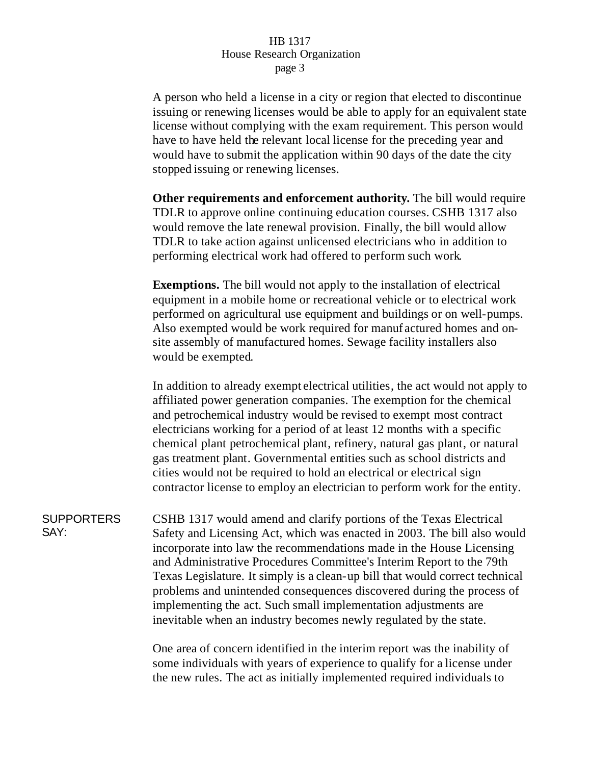A person who held a license in a city or region that elected to discontinue issuing or renewing licenses would be able to apply for an equivalent state license without complying with the exam requirement. This person would have to have held the relevant local license for the preceding year and would have to submit the application within 90 days of the date the city stopped issuing or renewing licenses.

**Other requirements and enforcement authority.** The bill would require TDLR to approve online continuing education courses. CSHB 1317 also would remove the late renewal provision. Finally, the bill would allow TDLR to take action against unlicensed electricians who in addition to performing electrical work had offered to perform such work.

**Exemptions.** The bill would not apply to the installation of electrical equipment in a mobile home or recreational vehicle or to electrical work performed on agricultural use equipment and buildings or on well-pumps. Also exempted would be work required for manufactured homes and on-site assembly of manufactured homes. Sewage facility installers also would be exempted.

In addition to already exempt electrical utilities, the act would not apply to affiliated power generation companies. The exemption for the chemical and petrochemical industry would be revised to exempt most contract electricians working for a period of at least 12 months with a specific chemical plant petrochemical plant, refinery, natural gas plant, or natural gas treatment plant. Governmental entities such as school districts and cities would not be required to hold an electrical or electrical sign contractor license to employ an electrician to perform work for the entity.

SUPPORTERS SAY:

CSHB 1317 would amend and clarify portions of the Texas Electrical Safety and Licensing Act, which was enacted in 2003. The bill also would incorporate into law the recommendations made in the House Licensing and Administrative Procedures Committee's Interim Report to the 79th Texas Legislature. It simply is a clean-up bill that would correct technical problems and unintended consequences discovered during the process of implementing the act. Such small implementation adjustments are inevitable when an industry becomes newly regulated by the state.

One area of concern identified in the interim report was the inability of some individuals with years of experience to qualify for a license under the new rules. The act as initially implemented required individuals to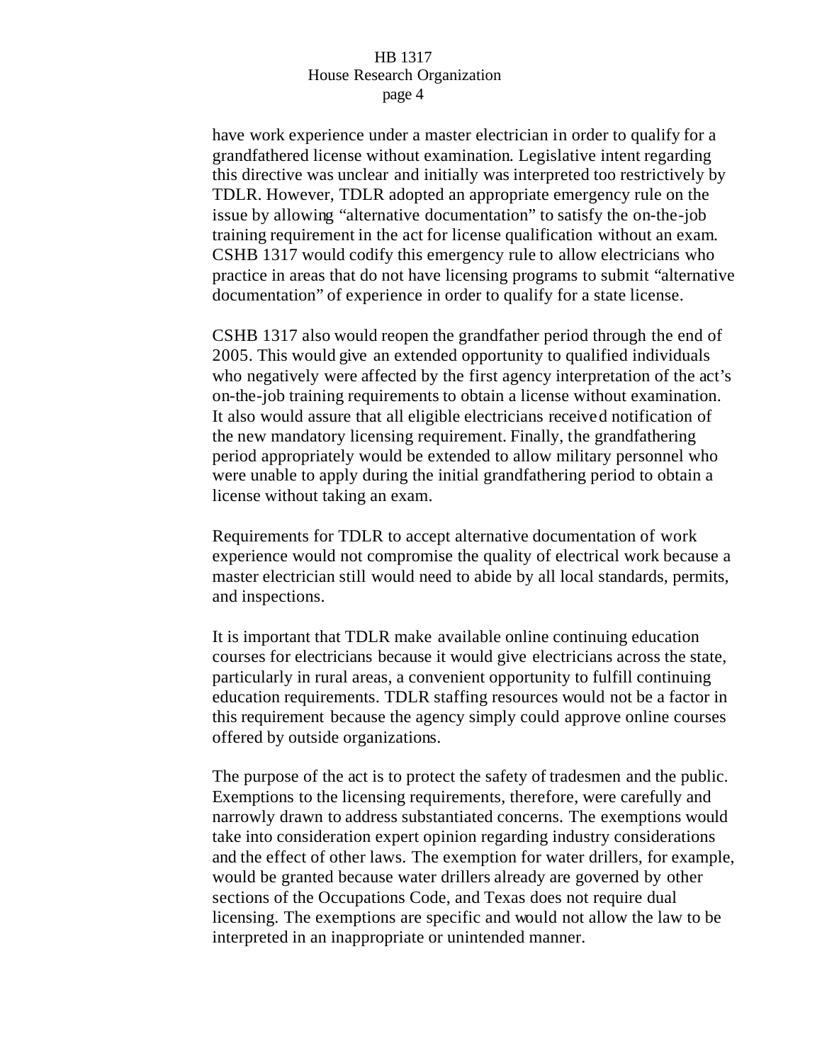have work experience under a master electrician in order to qualify for a grandfathered license without examination. Legislative intent regarding this directive was unclear and initially was interpreted too restrictively by TDLR. However, TDLR adopted an appropriate emergency rule on the issue by allowing "alternative documentation" to satisfy the on-the-job training requirement in the act for license qualification without an exam. CSHB 1317 would codify this emergency rule to allow electricians who practice in areas that do not have licensing programs to submit "alternative documentation" of experience in order to qualify for a state license.

CSHB 1317 also would reopen the grandfather period through the end of 2005. This would give an extended opportunity to qualified individuals who negatively were affected by the first agency interpretation of the act's on-the-job training requirements to obtain a license without examination. It also would assure that all eligible electricians received notification of the new mandatory licensing requirement. Finally, the grandfathering period appropriately would be extended to allow military personnel who were unable to apply during the initial grandfathering period to obtain a license without taking an exam.

Requirements for TDLR to accept alternative documentation of work experience would not compromise the quality of electrical work because a master electrician still would need to abide by all local standards, permits, and inspections.

It is important that TDLR make available online continuing education courses for electricians because it would give electricians across the state, particularly in rural areas, a convenient opportunity to fulfill continuing education requirements. TDLR staffing resources would not be a factor in this requirement because the agency simply could approve online courses offered by outside organizations.

The purpose of the act is to protect the safety of tradesmen and the public. Exemptions to the licensing requirements, therefore, were carefully and narrowly drawn to address substantiated concerns. The exemptions would take into consideration expert opinion regarding industry considerations and the effect of other laws. The exemption for water drillers, for example, would be granted because water drillers already are governed by other sections of the Occupations Code, and Texas does not require dual licensing. The exemptions are specific and would not allow the law to be interpreted in an inappropriate or unintended manner.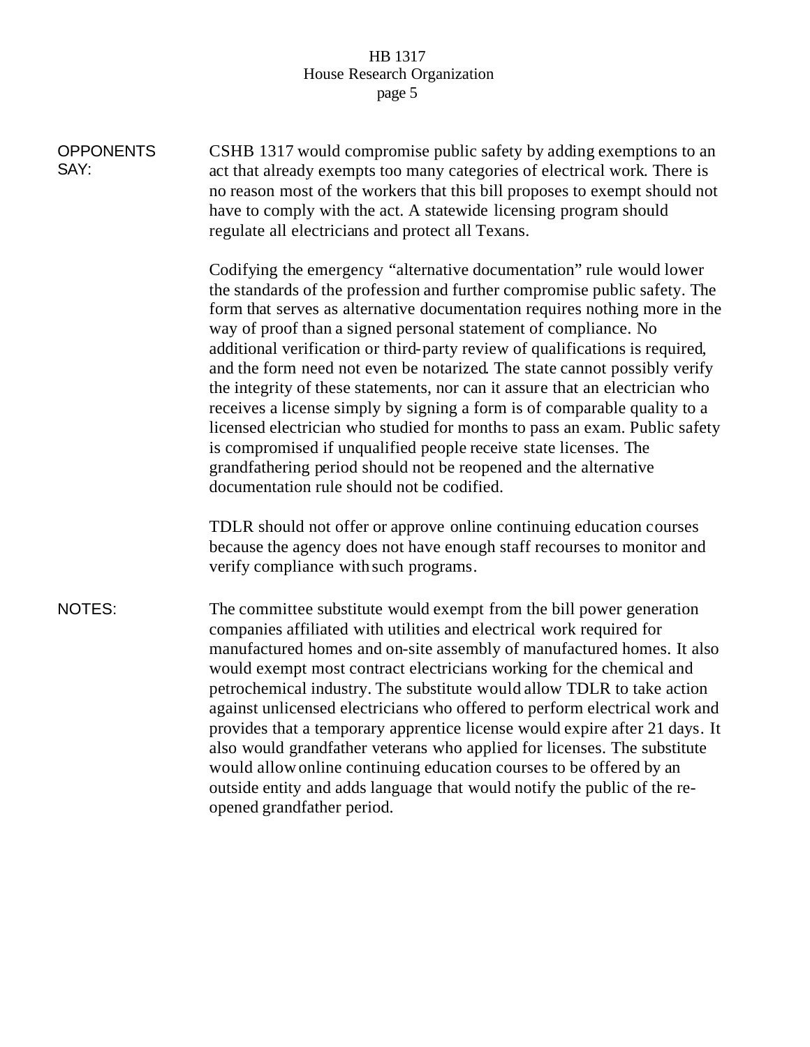**OPPONENTS SAY:**

CSHB 1317 would compromise public safety by adding exemptions to an act that already exempts too many categories of electrical work. There is no reason most of the workers that this bill proposes to exempt should not have to comply with the act. A statewide licensing program should regulate all electricians and protect all Texans.

Codifying the emergency "alternative documentation" rule would lower the standards of the profession and further compromise public safety. The form that serves as alternative documentation requires nothing more in the way of proof than a signed personal statement of compliance. No additional verification or third-party review of qualifications is required, and the form need not even be notarized. The state cannot possibly verify the integrity of these statements, nor can it assure that an electrician who receives a license simply by signing a form is of comparable quality to a licensed electrician who studied for months to pass an exam. Public safety is compromised if unqualified people receive state licenses. The grandfathering period should not be reopened and the alternative documentation rule should not be codified.

TDLR should not offer or approve online continuing education courses because the agency does not have enough staff recourses to monitor and verify compliance with such programs.

**NOTES:**

The committee substitute would exempt from the bill power generation companies affiliated with utilities and electrical work required for manufactured homes and on-site assembly of manufactured homes. It also would exempt most contract electricians working for the chemical and petrochemical industry. The substitute would allow TDLR to take action against unlicensed electricians who offered to perform electrical work and provides that a temporary apprentice license would expire after 21 days. It also would grandfather veterans who applied for licenses. The substitute would allow online continuing education courses to be offered by an outside entity and adds language that would notify the public of the re-opened grandfather period.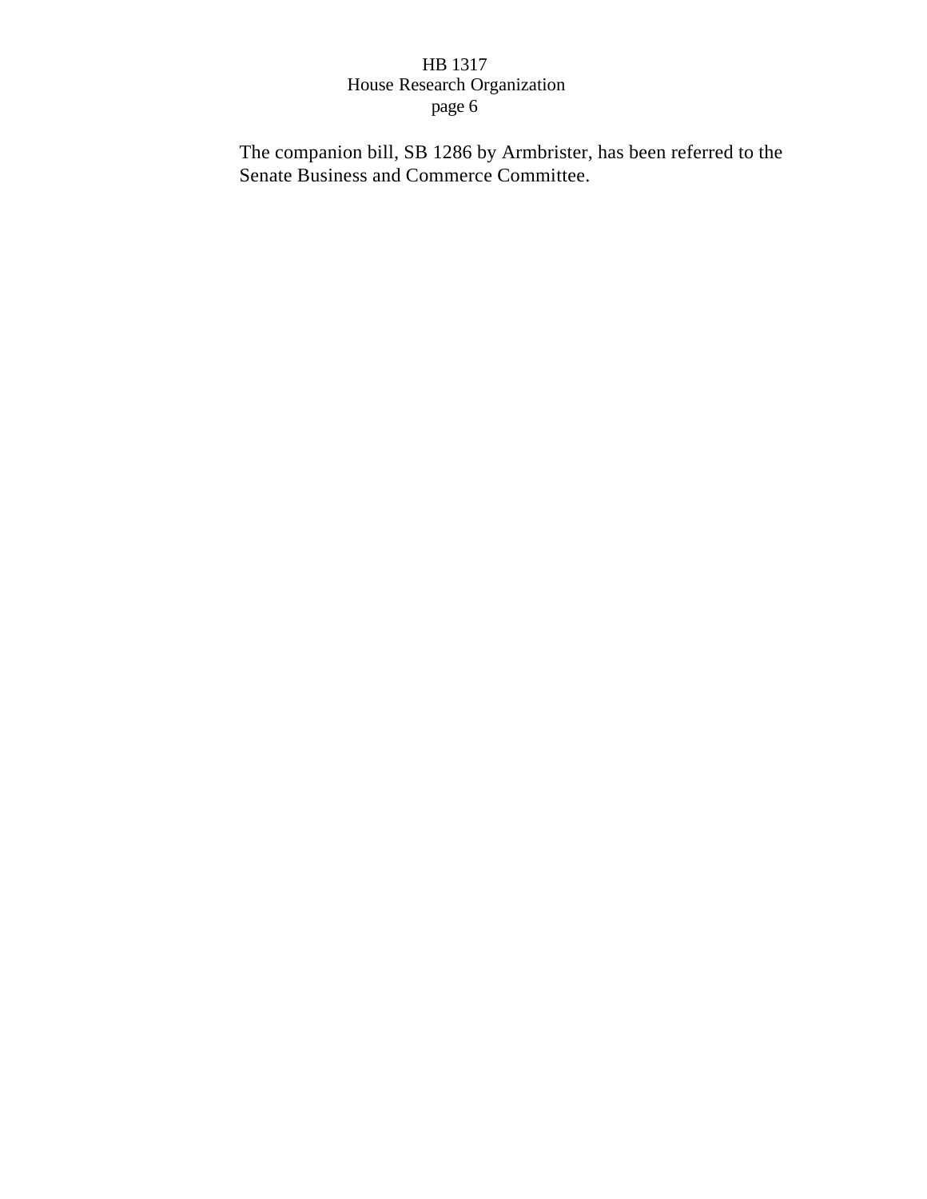The companion bill, SB 1286 by Armbrister, has been referred to the Senate Business and Commerce Committee.